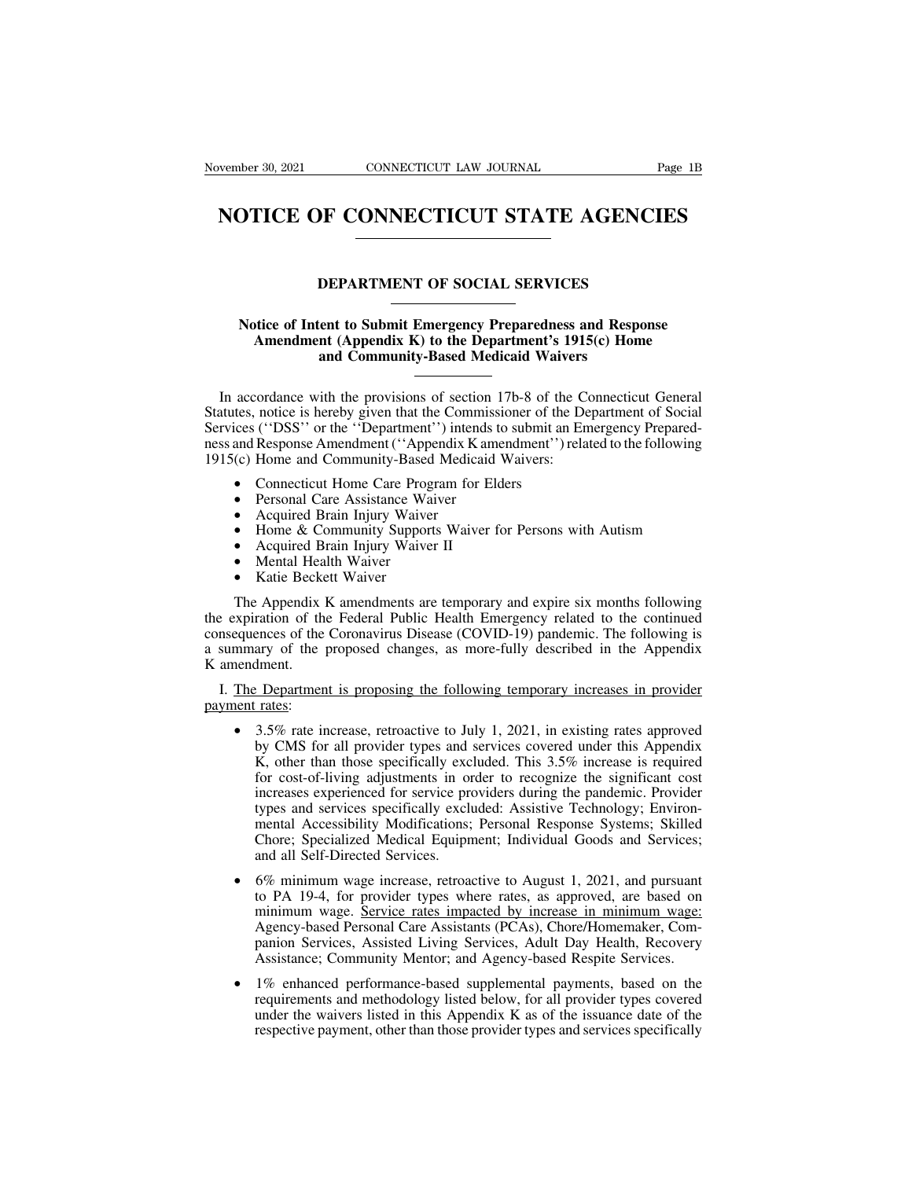# NOTICE OF CONNECTICUT STATE AGENCIES

## DEPARTMENT OF SOCIAL SERVICES

### Notice of Intent to Submit Emergency Preparedness and Response Amendment (Appendix K) to the Department's 1915(c) Home and Community-Based Medicaid Waivers

In accordance with the provisions of section 17b-8 of the Connecticut General Statutes, notice is hereby given that the Commissioner of the Department of Social Services (''DSS'' or the ''Department'') intends to submit an Emergency Preparedness and Response Amendment (''Appendix K amendment'') related to the following 1915(c) Home and Community-Based Medicaid Waivers:

- Connecticut Home Care Program for Elders
- Personal Care Assistance Waiver
- Acquired Brain Injury Waiver
- Home & Community Supports Waiver for Persons with Autism
- Acquired Brain Injury Waiver II
- Mental Health Waiver
- Katie Beckett Waiver

The Appendix K amendments are temporary and expire six months following the expiration of the Federal Public Health Emergency related to the continued consequences of the Coronavirus Disease (COVID-19) pandemic. The following is a summary of the proposed changes, as more-fully described in the Appendix K amendment.

I. The Department is proposing the following temporary increases in provider payment rates:

- 3.5% rate increase, retroactive to July 1, 2021, in existing rates approved by CMS for all provider types and services covered under this Appendix K, other than those specifically excluded. This 3.5% increase is required for cost-of-living adjustments in order to recognize the significant cost increases experienced for service providers during the pandemic. Provider types and services specifically excluded: Assistive Technology; Environmental Accessibility Modifications; Personal Response Systems; Skilled Chore; Specialized Medical Equipment; Individual Goods and Services; and all Self-Directed Services.

- 6% minimum wage increase, retroactive to August 1, 2021, and pursuant to PA 19-4, for provider types where rates, as approved, are based on minimum wage. Service rates impacted by increase in minimum wage: Agency-based Personal Care Assistants (PCAs), Chore/Homemaker, Companion Services, Assisted Living Services, Adult Day Health, Recovery Assistance; Community Mentor; and Agency-based Respite Services.

- 1% enhanced performance-based supplemental payments, based on the requirements and methodology listed below, for all provider types covered under the waivers listed in this Appendix K as of the issuance date of the respective payment, other than those provider types and services specifically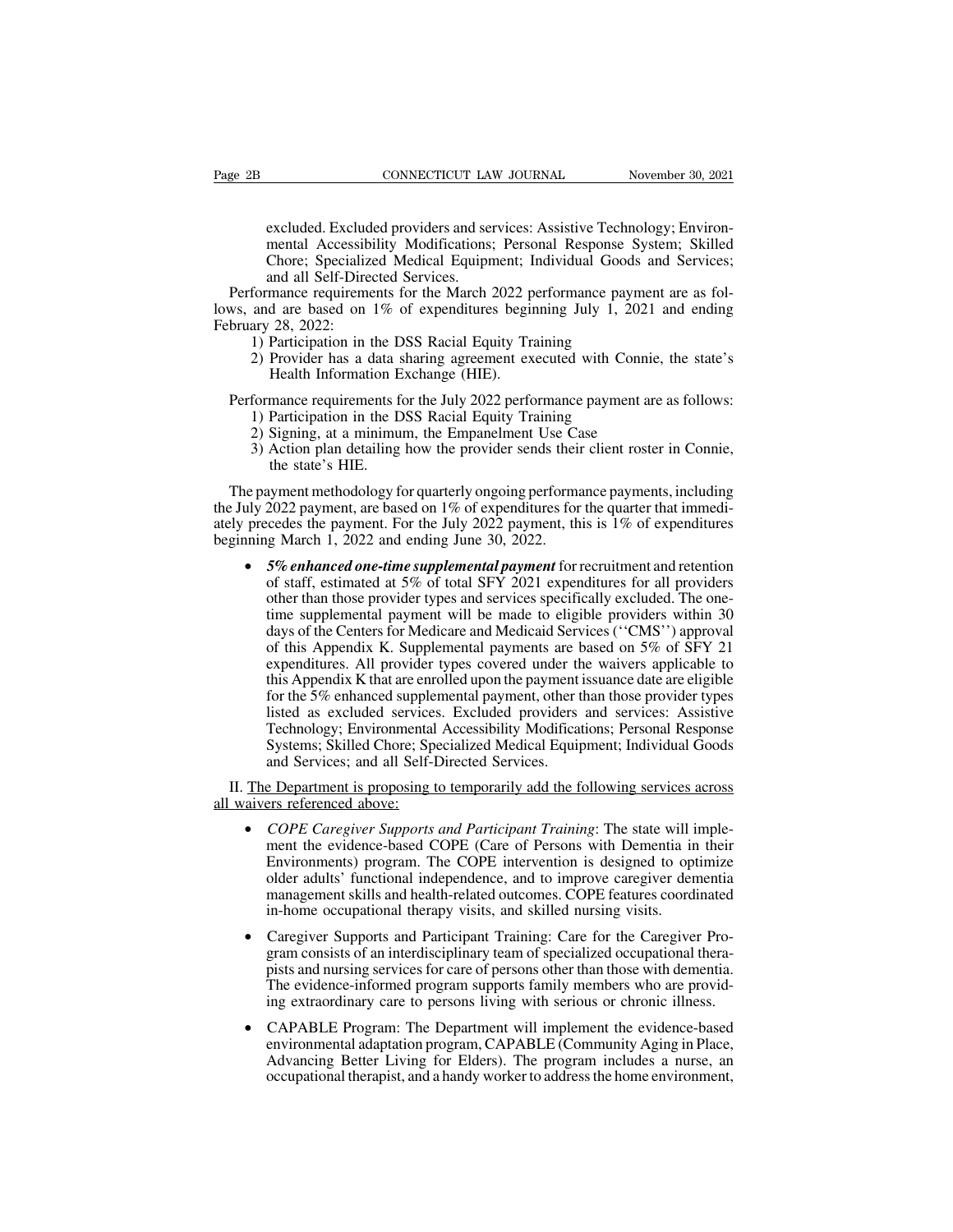excluded. Excluded providers and services: Assistive Technology; Environmental Accessibility Modifications; Personal Response System; Skilled Chore; Specialized Medical Equipment; Individual Goods and Services; and all Self-Directed Services.

Performance requirements for the March 2022 performance payment are as follows, and are based on 1% of expenditures beginning July 1, 2021 and ending February 28, 2022:

1) Participation in the DSS Racial Equity Training
2) Provider has a data sharing agreement executed with Connie, the state's Health Information Exchange (HIE).

Performance requirements for the July 2022 performance payment are as follows:

1) Participation in the DSS Racial Equity Training
2) Signing, at a minimum, the Empanelment Use Case
3) Action plan detailing how the provider sends their client roster in Connie, the state's HIE.

The payment methodology for quarterly ongoing performance payments, including the July 2022 payment, are based on 1% of expenditures for the quarter that immediately precedes the payment. For the July 2022 payment, this is 1% of expenditures beginning March 1, 2022 and ending June 30, 2022.

- ***5% enhanced one-time supplemental payment*** for recruitment and retention of staff, estimated at 5% of total SFY 2021 expenditures for all providers other than those provider types and services specifically excluded. The one-time supplemental payment will be made to eligible providers within 30 days of the Centers for Medicare and Medicaid Services (''CMS'') approval of this Appendix K. Supplemental payments are based on 5% of SFY 21 expenditures. All provider types covered under the waivers applicable to this Appendix K that are enrolled upon the payment issuance date are eligible for the 5% enhanced supplemental payment, other than those provider types listed as excluded services. Excluded providers and services: Assistive Technology; Environmental Accessibility Modifications; Personal Response Systems; Skilled Chore; Specialized Medical Equipment; Individual Goods and Services; and all Self-Directed Services.

II. The Department is proposing to temporarily add the following services across all waivers referenced above:

- *COPE Caregiver Supports and Participant Training*: The state will implement the evidence-based COPE (Care of Persons with Dementia in their Environments) program. The COPE intervention is designed to optimize older adults' functional independence, and to improve caregiver dementia management skills and health-related outcomes. COPE features coordinated in-home occupational therapy visits, and skilled nursing visits.

- Caregiver Supports and Participant Training: Care for the Caregiver Program consists of an interdisciplinary team of specialized occupational therapists and nursing services for care of persons other than those with dementia. The evidence-informed program supports family members who are providing extraordinary care to persons living with serious or chronic illness.

- CAPABLE Program: The Department will implement the evidence-based environmental adaptation program, CAPABLE (Community Aging in Place, Advancing Better Living for Elders). The program includes a nurse, an occupational therapist, and a handy worker to address the home environment,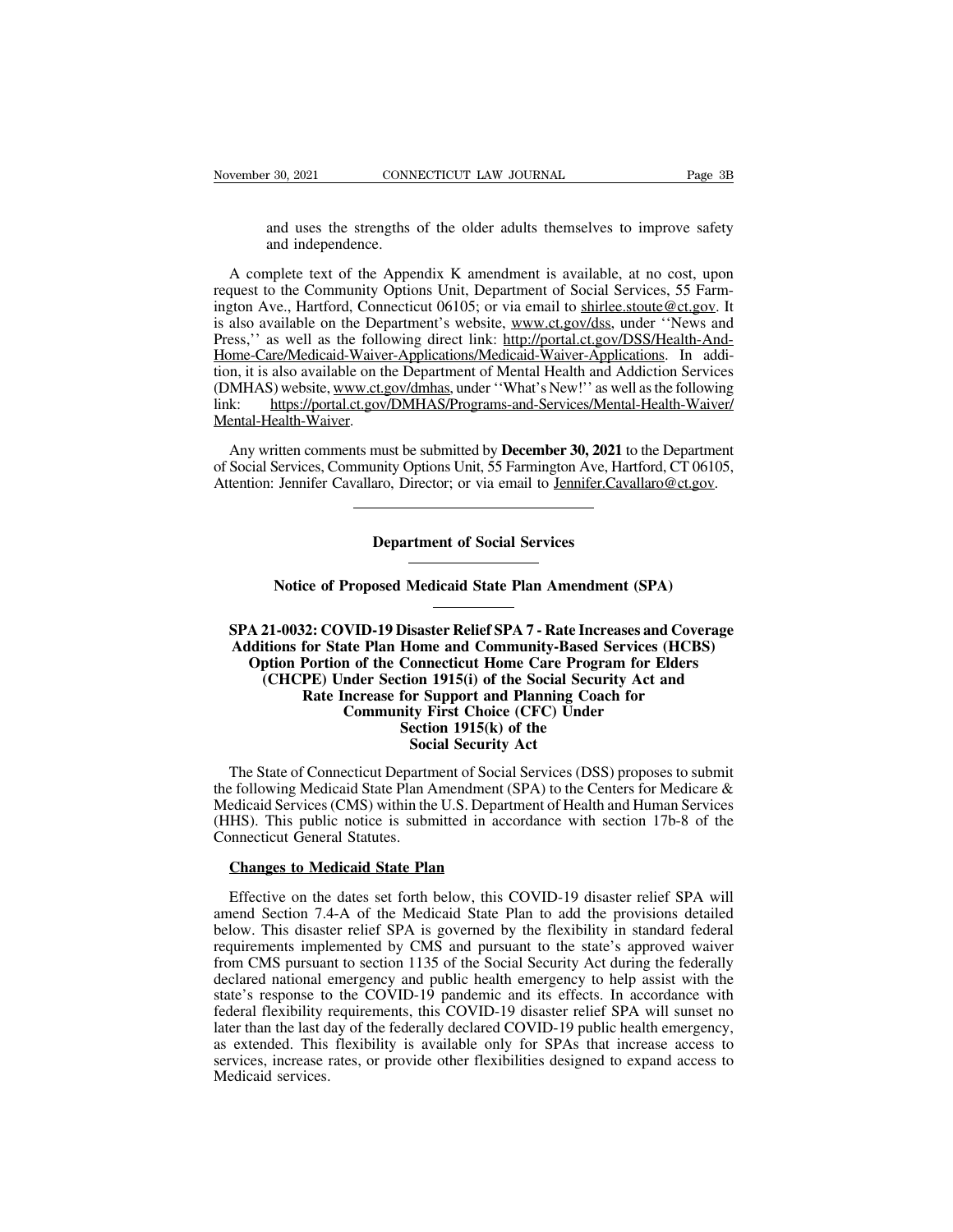and uses the strengths of the older adults themselves to improve safety and independence.

A complete text of the Appendix K amendment is available, at no cost, upon request to the Community Options Unit, Department of Social Services, 55 Farmington Ave., Hartford, Connecticut 06105; or via email to shirlee.stoute@ct.gov. It is also available on the Department's website, www.ct.gov/dss, under ''News and Press,'' as well as the following direct link: http://portal.ct.gov/DSS/Health-And-Home-Care/Medicaid-Waiver-Applications/Medicaid-Waiver-Applications. In addition, it is also available on the Department of Mental Health and Addiction Services (DMHAS) website, www.ct.gov/dmhas, under ''What's New!'' as well as the following link: https://portal.ct.gov/DMHAS/Programs-and-Services/Mental-Health-Waiver/Mental-Health-Waiver.

Any written comments must be submitted by **December 30, 2021** to the Department of Social Services, Community Options Unit, 55 Farmington Ave, Hartford, CT 06105, Attention: Jennifer Cavallaro, Director; or via email to Jennifer.Cavallaro@ct.gov.

---

## Department of Social Services

### Notice of Proposed Medicaid State Plan Amendment (SPA)

**SPA 21-0032: COVID-19 Disaster Relief SPA 7 - Rate Increases and Coverage Additions for State Plan Home and Community-Based Services (HCBS) Option Portion of the Connecticut Home Care Program for Elders (CHCPE) Under Section 1915(i) of the Social Security Act and Rate Increase for Support and Planning Coach for Community First Choice (CFC) Under Section 1915(k) of the Social Security Act**

The State of Connecticut Department of Social Services (DSS) proposes to submit the following Medicaid State Plan Amendment (SPA) to the Centers for Medicare & Medicaid Services (CMS) within the U.S. Department of Health and Human Services (HHS). This public notice is submitted in accordance with section 17b-8 of the Connecticut General Statutes.

**Changes to Medicaid State Plan**

Effective on the dates set forth below, this COVID-19 disaster relief SPA will amend Section 7.4-A of the Medicaid State Plan to add the provisions detailed below. This disaster relief SPA is governed by the flexibility in standard federal requirements implemented by CMS and pursuant to the state's approved waiver from CMS pursuant to section 1135 of the Social Security Act during the federally declared national emergency and public health emergency to help assist with the state's response to the COVID-19 pandemic and its effects. In accordance with federal flexibility requirements, this COVID-19 disaster relief SPA will sunset no later than the last day of the federally declared COVID-19 public health emergency, as extended. This flexibility is available only for SPAs that increase access to services, increase rates, or provide other flexibilities designed to expand access to Medicaid services.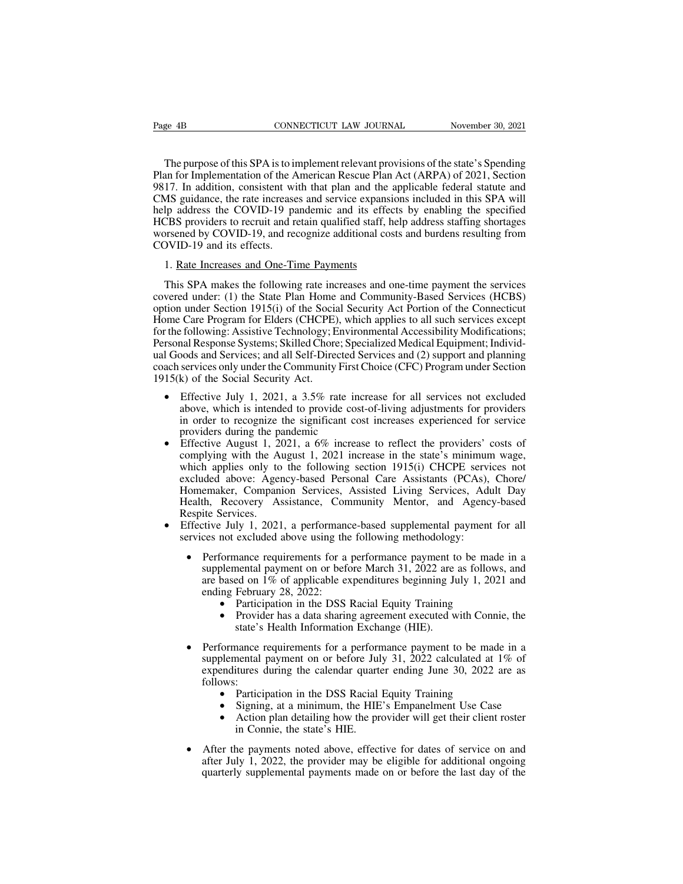The purpose of this SPA is to implement relevant provisions of the state's Spending Plan for Implementation of the American Rescue Plan Act (ARPA) of 2021, Section 9817. In addition, consistent with that plan and the applicable federal statute and CMS guidance, the rate increases and service expansions included in this SPA will help address the COVID-19 pandemic and its effects by enabling the specified HCBS providers to recruit and retain qualified staff, help address staffing shortages worsened by COVID-19, and recognize additional costs and burdens resulting from COVID-19 and its effects.

1. Rate Increases and One-Time Payments

This SPA makes the following rate increases and one-time payment the services covered under: (1) the State Plan Home and Community-Based Services (HCBS) option under Section 1915(i) of the Social Security Act Portion of the Connecticut Home Care Program for Elders (CHCPE), which applies to all such services except for the following: Assistive Technology; Environmental Accessibility Modifications; Personal Response Systems; Skilled Chore; Specialized Medical Equipment; Individual Goods and Services; and all Self-Directed Services and (2) support and planning coach services only under the Community First Choice (CFC) Program under Section 1915(k) of the Social Security Act.

- Effective July 1, 2021, a 3.5% rate increase for all services not excluded above, which is intended to provide cost-of-living adjustments for providers in order to recognize the significant cost increases experienced for service providers during the pandemic
- Effective August 1, 2021, a 6% increase to reflect the providers' costs of complying with the August 1, 2021 increase in the state's minimum wage, which applies only to the following section 1915(i) CHCPE services not excluded above: Agency-based Personal Care Assistants (PCAs), Chore/Homemaker, Companion Services, Assisted Living Services, Adult Day Health, Recovery Assistance, Community Mentor, and Agency-based Respite Services.
- Effective July 1, 2021, a performance-based supplemental payment for all services not excluded above using the following methodology:
  - Performance requirements for a performance payment to be made in a supplemental payment on or before March 31, 2022 are as follows, and are based on 1% of applicable expenditures beginning July 1, 2021 and ending February 28, 2022:
    - Participation in the DSS Racial Equity Training
    - Provider has a data sharing agreement executed with Connie, the state's Health Information Exchange (HIE).
  - Performance requirements for a performance payment to be made in a supplemental payment on or before July 31, 2022 calculated at 1% of expenditures during the calendar quarter ending June 30, 2022 are as follows:
    - Participation in the DSS Racial Equity Training
    - Signing, at a minimum, the HIE's Empanelment Use Case
    - Action plan detailing how the provider will get their client roster in Connie, the state's HIE.
  - After the payments noted above, effective for dates of service on and after July 1, 2022, the provider may be eligible for additional ongoing quarterly supplemental payments made on or before the last day of the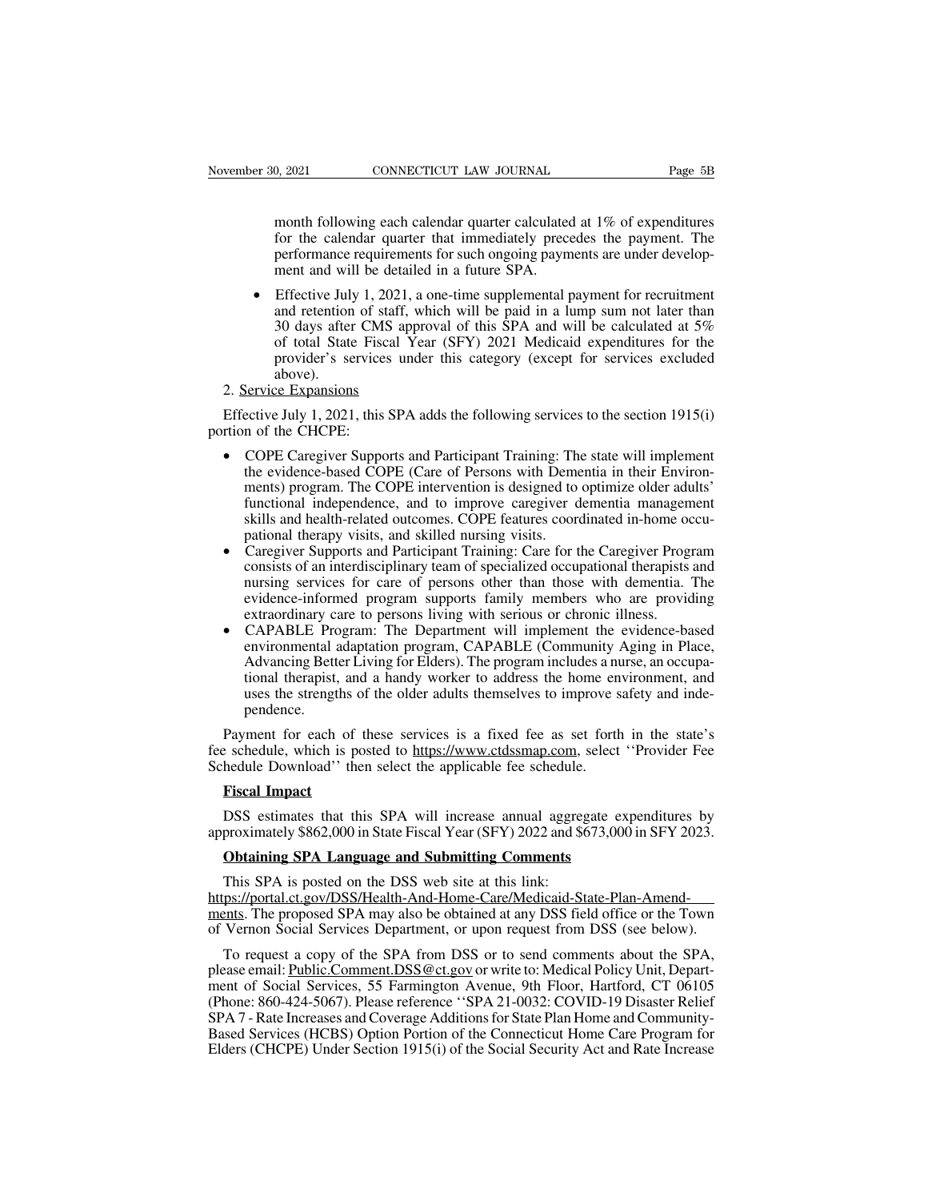month following each calendar quarter calculated at 1% of expenditures for the calendar quarter that immediately precedes the payment. The performance requirements for such ongoing payments are under development and will be detailed in a future SPA.

- Effective July 1, 2021, a one-time supplemental payment for recruitment and retention of staff, which will be paid in a lump sum not later than 30 days after CMS approval of this SPA and will be calculated at 5% of total State Fiscal Year (SFY) 2021 Medicaid expenditures for the provider's services under this category (except for services excluded above).

2. Service Expansions

Effective July 1, 2021, this SPA adds the following services to the section 1915(i) portion of the CHCPE:

- COPE Caregiver Supports and Participant Training: The state will implement the evidence-based COPE (Care of Persons with Dementia in their Environments) program. The COPE intervention is designed to optimize older adults' functional independence, and to improve caregiver dementia management skills and health-related outcomes. COPE features coordinated in-home occupational therapy visits, and skilled nursing visits.
- Caregiver Supports and Participant Training: Care for the Caregiver Program consists of an interdisciplinary team of specialized occupational therapists and nursing services for care of persons other than those with dementia. The evidence-informed program supports family members who are providing extraordinary care to persons living with serious or chronic illness.
- CAPABLE Program: The Department will implement the evidence-based environmental adaptation program, CAPABLE (Community Aging in Place, Advancing Better Living for Elders). The program includes a nurse, an occupational therapist, and a handy worker to address the home environment, and uses the strengths of the older adults themselves to improve safety and independence.

Payment for each of these services is a fixed fee as set forth in the state's fee schedule, which is posted to https://www.ctdssmap.com, select ''Provider Fee Schedule Download'' then select the applicable fee schedule.

**Fiscal Impact**

DSS estimates that this SPA will increase annual aggregate expenditures by approximately $862,000 in State Fiscal Year (SFY) 2022 and $673,000 in SFY 2023.

**Obtaining SPA Language and Submitting Comments**

This SPA is posted on the DSS web site at this link: https://portal.ct.gov/DSS/Health-And-Home-Care/Medicaid-State-Plan-Amendments. The proposed SPA may also be obtained at any DSS field office or the Town of Vernon Social Services Department, or upon request from DSS (see below).

To request a copy of the SPA from DSS or to send comments about the SPA, please email: Public.Comment.DSS@ct.gov or write to: Medical Policy Unit, Department of Social Services, 55 Farmington Avenue, 9th Floor, Hartford, CT 06105 (Phone: 860-424-5067). Please reference ''SPA 21-0032: COVID-19 Disaster Relief SPA 7 - Rate Increases and Coverage Additions for State Plan Home and Community-Based Services (HCBS) Option Portion of the Connecticut Home Care Program for Elders (CHCPE) Under Section 1915(i) of the Social Security Act and Rate Increase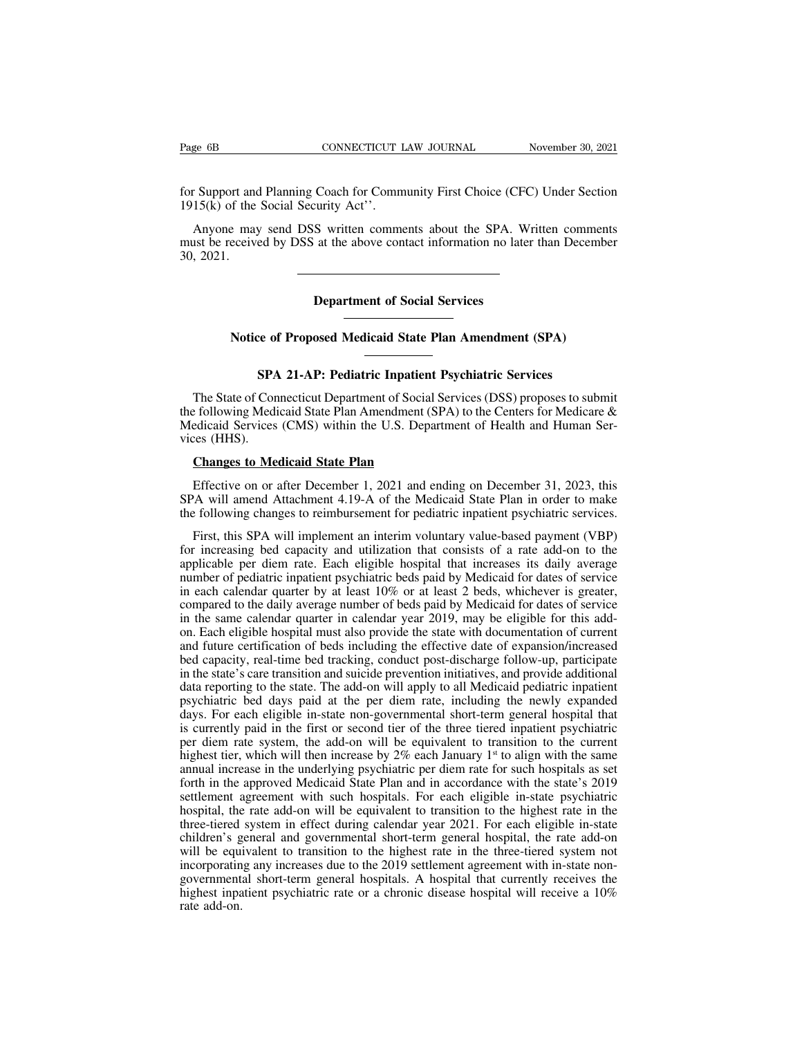for Support and Planning Coach for Community First Choice (CFC) Under Section 1915(k) of the Social Security Act''.

Anyone may send DSS written comments about the SPA. Written comments must be received by DSS at the above contact information no later than December 30, 2021.

---

## Department of Social Services

## Notice of Proposed Medicaid State Plan Amendment (SPA)

### SPA 21-AP: Pediatric Inpatient Psychiatric Services

The State of Connecticut Department of Social Services (DSS) proposes to submit the following Medicaid State Plan Amendment (SPA) to the Centers for Medicare & Medicaid Services (CMS) within the U.S. Department of Health and Human Services (HHS).

**Changes to Medicaid State Plan**

Effective on or after December 1, 2021 and ending on December 31, 2023, this SPA will amend Attachment 4.19-A of the Medicaid State Plan in order to make the following changes to reimbursement for pediatric inpatient psychiatric services.

First, this SPA will implement an interim voluntary value-based payment (VBP) for increasing bed capacity and utilization that consists of a rate add-on to the applicable per diem rate. Each eligible hospital that increases its daily average number of pediatric inpatient psychiatric beds paid by Medicaid for dates of service in each calendar quarter by at least 10% or at least 2 beds, whichever is greater, compared to the daily average number of beds paid by Medicaid for dates of service in the same calendar quarter in calendar year 2019, may be eligible for this add-on. Each eligible hospital must also provide the state with documentation of current and future certification of beds including the effective date of expansion/increased bed capacity, real-time bed tracking, conduct post-discharge follow-up, participate in the state's care transition and suicide prevention initiatives, and provide additional data reporting to the state. The add-on will apply to all Medicaid pediatric inpatient psychiatric bed days paid at the per diem rate, including the newly expanded days. For each eligible in-state non-governmental short-term general hospital that is currently paid in the first or second tier of the three tiered inpatient psychiatric per diem rate system, the add-on will be equivalent to transition to the current highest tier, which will then increase by 2% each January 1st to align with the same annual increase in the underlying psychiatric per diem rate for such hospitals as set forth in the approved Medicaid State Plan and in accordance with the state's 2019 settlement agreement with such hospitals. For each eligible in-state psychiatric hospital, the rate add-on will be equivalent to transition to the highest rate in the three-tiered system in effect during calendar year 2021. For each eligible in-state children's general and governmental short-term general hospital, the rate add-on will be equivalent to transition to the highest rate in the three-tiered system not incorporating any increases due to the 2019 settlement agreement with in-state non-governmental short-term general hospitals. A hospital that currently receives the highest inpatient psychiatric rate or a chronic disease hospital will receive a 10% rate add-on.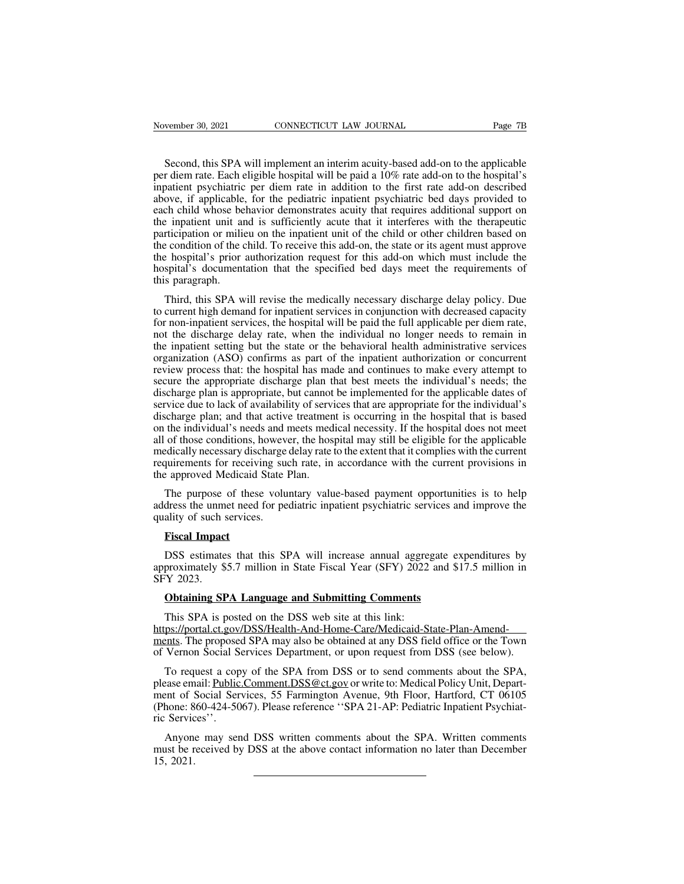Second, this SPA will implement an interim acuity-based add-on to the applicable per diem rate. Each eligible hospital will be paid a 10% rate add-on to the hospital's inpatient psychiatric per diem rate in addition to the first rate add-on described above, if applicable, for the pediatric inpatient psychiatric bed days provided to each child whose behavior demonstrates acuity that requires additional support on the inpatient unit and is sufficiently acute that it interferes with the therapeutic participation or milieu on the inpatient unit of the child or other children based on the condition of the child. To receive this add-on, the state or its agent must approve the hospital's prior authorization request for this add-on which must include the hospital's documentation that the specified bed days meet the requirements of this paragraph.

Third, this SPA will revise the medically necessary discharge delay policy. Due to current high demand for inpatient services in conjunction with decreased capacity for non-inpatient services, the hospital will be paid the full applicable per diem rate, not the discharge delay rate, when the individual no longer needs to remain in the inpatient setting but the state or the behavioral health administrative services organization (ASO) confirms as part of the inpatient authorization or concurrent review process that: the hospital has made and continues to make every attempt to secure the appropriate discharge plan that best meets the individual's needs; the discharge plan is appropriate, but cannot be implemented for the applicable dates of service due to lack of availability of services that are appropriate for the individual's discharge plan; and that active treatment is occurring in the hospital that is based on the individual's needs and meets medical necessity. If the hospital does not meet all of those conditions, however, the hospital may still be eligible for the applicable medically necessary discharge delay rate to the extent that it complies with the current requirements for receiving such rate, in accordance with the current provisions in the approved Medicaid State Plan.

The purpose of these voluntary value-based payment opportunities is to help address the unmet need for pediatric inpatient psychiatric services and improve the quality of such services.

**Fiscal Impact**

DSS estimates that this SPA will increase annual aggregate expenditures by approximately $5.7 million in State Fiscal Year (SFY) 2022 and $17.5 million in SFY 2023.

**Obtaining SPA Language and Submitting Comments**

This SPA is posted on the DSS web site at this link: https://portal.ct.gov/DSS/Health-And-Home-Care/Medicaid-State-Plan-Amendments. The proposed SPA may also be obtained at any DSS field office or the Town of Vernon Social Services Department, or upon request from DSS (see below).

To request a copy of the SPA from DSS or to send comments about the SPA, please email: Public.Comment.DSS@ct.gov or write to: Medical Policy Unit, Department of Social Services, 55 Farmington Avenue, 9th Floor, Hartford, CT 06105 (Phone: 860-424-5067). Please reference ''SPA 21-AP: Pediatric Inpatient Psychiatric Services''.

Anyone may send DSS written comments about the SPA. Written comments must be received by DSS at the above contact information no later than December 15, 2021.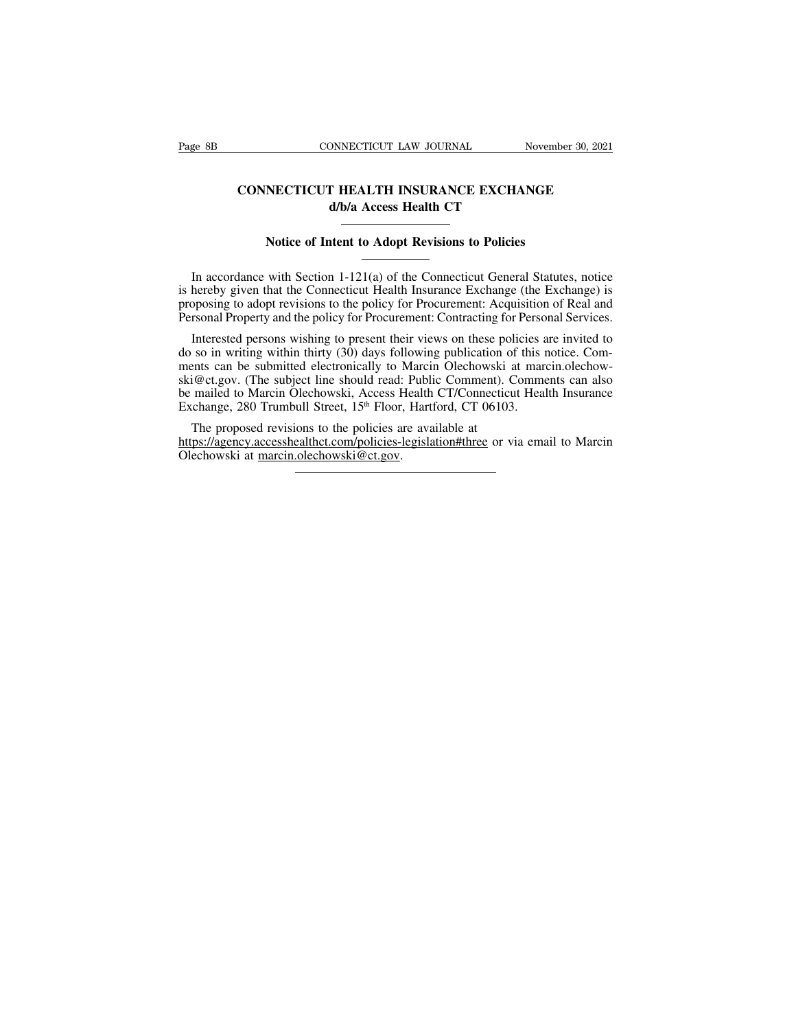# CONNECTICUT HEALTH INSURANCE EXCHANGE

## d/b/a Access Health CT

### Notice of Intent to Adopt Revisions to Policies

In accordance with Section 1-121(a) of the Connecticut General Statutes, notice is hereby given that the Connecticut Health Insurance Exchange (the Exchange) is proposing to adopt revisions to the policy for Procurement: Acquisition of Real and Personal Property and the policy for Procurement: Contracting for Personal Services.

Interested persons wishing to present their views on these policies are invited to do so in writing within thirty (30) days following publication of this notice. Comments can be submitted electronically to Marcin Olechowski at marcin.olechowski@ct.gov. (The subject line should read: Public Comment). Comments can also be mailed to Marcin Olechowski, Access Health CT/Connecticut Health Insurance Exchange, 280 Trumbull Street, 15th Floor, Hartford, CT 06103.

The proposed revisions to the policies are available at https://agency.accesshealthct.com/policies-legislation#three or via email to Marcin Olechowski at marcin.olechowski@ct.gov.